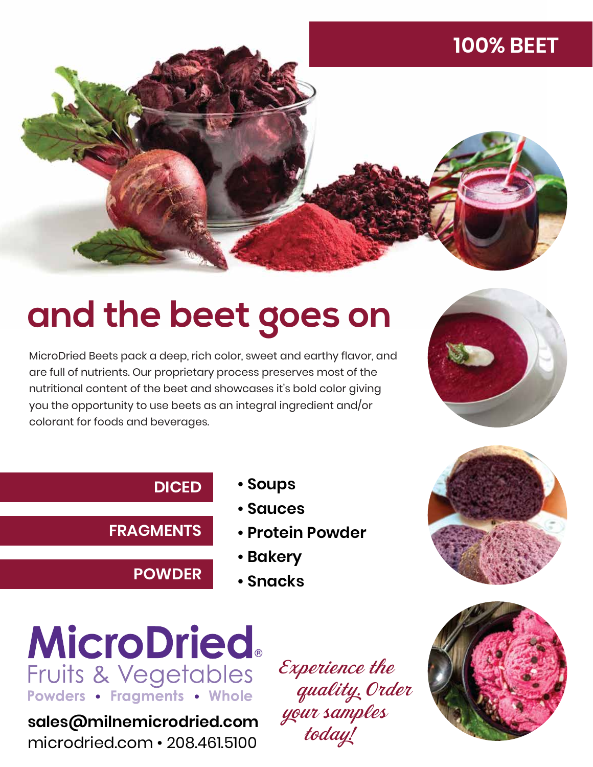**100% BEET**

# and the beet goes on

MicroDried Beets pack a deep, rich color, sweet and earthy flavor, and are full of nutrients. Our proprietary process preserves most of the nutritional content of the beet and showcases it's bold color giving you the opportunity to use beets as an integral ingredient and/or colorant for foods and beverages.

**DICED**

**FRAGMENTS**

**POWDER**

- **Soups**
- **Sauces**
- **Protein Powder**
- **Bakery**
- **Snacks**

## MicroDried®

Fruits & Vegetables

Powders • Fragments • Whole

**sales@milnemicrodried.com**

microdried.com • 208.461.5100

*Experience the quality. Order your samples today!*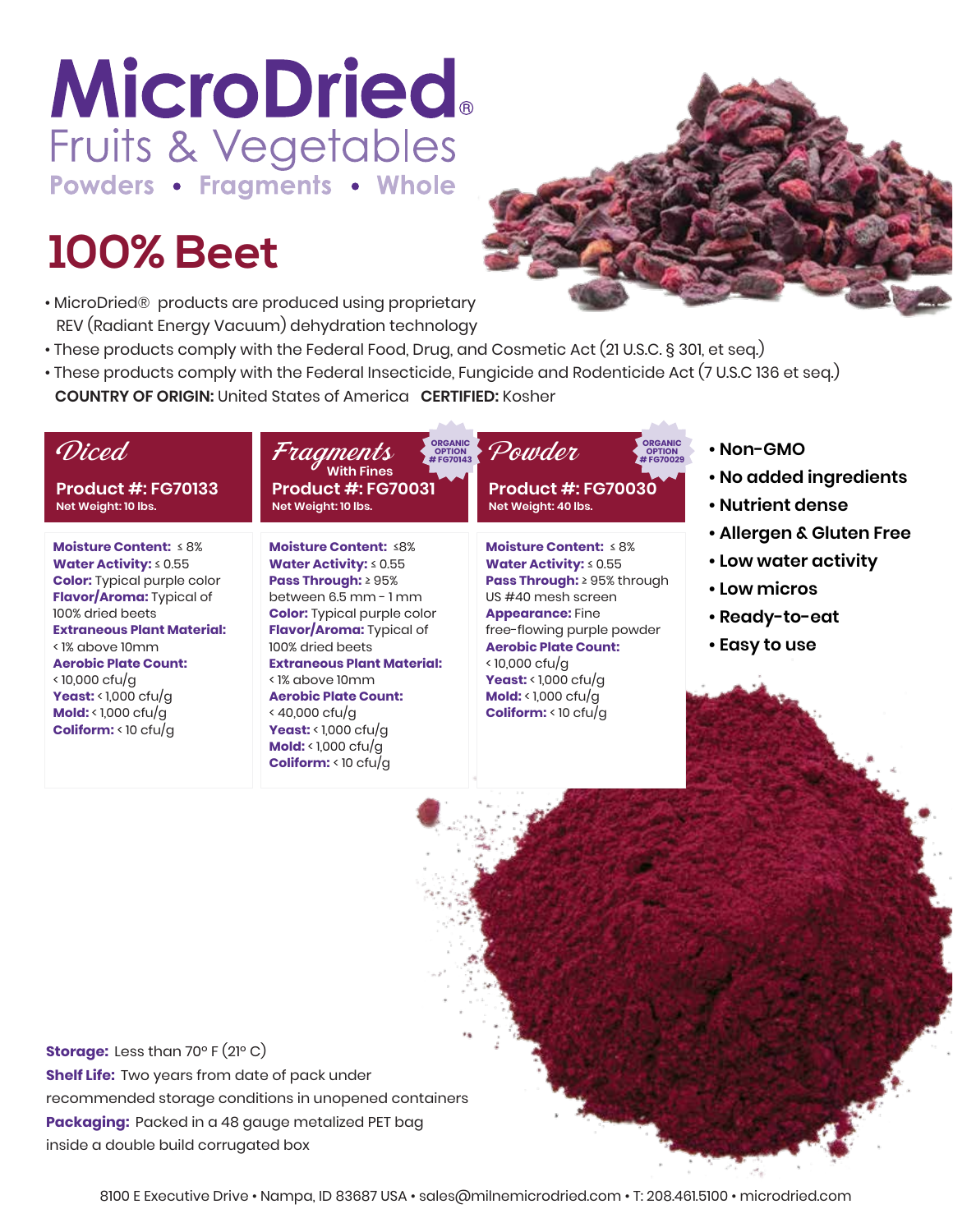# MicroDried®

## Fruits & Vegetables

**Powders • Fragments • Whole**

# 100% Beet

- MicroDried® products are produced using proprietary REV (Radiant Energy Vacuum) dehydration technology
- These products comply with the Federal Food, Drug, and Cosmetic Act (21 U.S.C. § 301, et seq.)
- These products comply with the Federal Insecticide, Fungicide and Rodenticide Act (7 U.S.C 136 et seq.)

**COUNTRY OF ORIGIN:** United States of America **CERTIFIED:** Kosher

### *Diced*

**Product #: FG70133**
**Net Weight: 10 lbs.**

**Moisture Content:** ≤ 8%
**Water Activity:** ≤ 0.55
**Color:** Typical purple color
**Flavor/Aroma:** Typical of 100% dried beets
**Extraneous Plant Material:** < 1% above 10mm
**Aerobic Plate Count:** < 10,000 cfu/g
**Yeast:** < 1,000 cfu/g
**Mold:** < 1,000 cfu/g
**Coliform:** < 10 cfu/g

### *Fragments* With Fines

ORGANIC OPTION # FG70143

**Product #: FG70031**
**Net Weight: 10 lbs.**

**Moisture Content:** ≤8%
**Water Activity:** ≤ 0.55
**Pass Through:** ≥ 95% between 6.5 mm - 1 mm
**Color:** Typical purple color
**Flavor/Aroma:** Typical of 100% dried beets
**Extraneous Plant Material:** < 1% above 10mm
**Aerobic Plate Count:** < 40,000 cfu/g
**Yeast:** < 1,000 cfu/g
**Mold:** < 1,000 cfu/g
**Coliform:** < 10 cfu/g

### *Powder*

ORGANIC OPTION # FG70029

**Product #: FG70030**
**Net Weight: 40 lbs.**

**Moisture Content:** ≤ 8%
**Water Activity:** ≤ 0.55
**Pass Through:** ≥ 95% through US #40 mesh screen
**Appearance:** Fine free-flowing purple powder
**Aerobic Plate Count:** < 10,000 cfu/g
**Yeast:** < 1,000 cfu/g
**Mold:** < 1,000 cfu/g
**Coliform:** < 10 cfu/g

- **Non-GMO**
- **No added ingredients**
- **Nutrient dense**
- **Allergen & Gluten Free**
- **Low water activity**
- **Low micros**
- **Ready-to-eat**
- **Easy to use**

**Storage:** Less than 70° F (21° C)
**Shelf Life:** Two years from date of pack under recommended storage conditions in unopened containers
**Packaging:** Packed in a 48 gauge metalized PET bag inside a double build corrugated box

8100 E Executive Drive • Nampa, ID 83687 USA • sales@milnemicrodried.com • T: 208.461.5100 • microdried.com